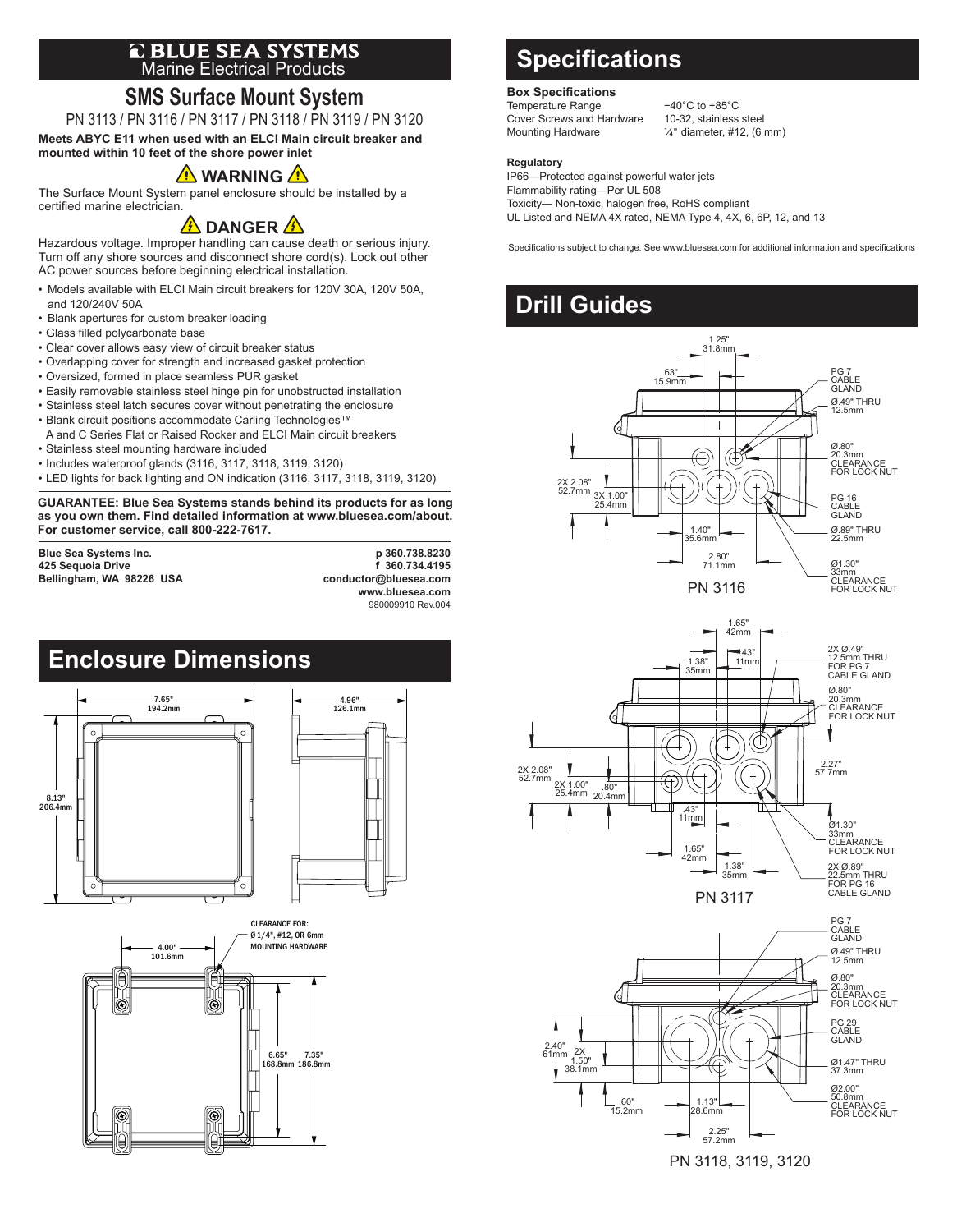BLUE SEA SYSTEMS
Marine Electrical Products

# SMS Surface Mount System

PN 3113 / PN 3116 / PN 3117 / PN 3118 / PN 3119 / PN 3120

**Meets ABYC E11 when used with an ELCI Main circuit breaker and mounted within 10 feet of the shore power inlet**

## ⚠ WARNING ⚠

The Surface Mount System panel enclosure should be installed by a certified marine electrician.

## ⚠ DANGER ⚠

Hazardous voltage. Improper handling can cause death or serious injury. Turn off any shore sources and disconnect shore cord(s). Lock out other AC power sources before beginning electrical installation.

- Models available with ELCI Main circuit breakers for 120V 30A, 120V 50A, and 120/240V 50A
- Blank apertures for custom breaker loading
- Glass filled polycarbonate base
- Clear cover allows easy view of circuit breaker status
- Overlapping cover for strength and increased gasket protection
- Oversized, formed in place seamless PUR gasket
- Easily removable stainless steel hinge pin for unobstructed installation
- Stainless steel latch secures cover without penetrating the enclosure
- Blank circuit positions accommodate Carling Technologies™ A and C Series Flat or Raised Rocker and ELCI Main circuit breakers
- Stainless steel mounting hardware included
- Includes waterproof glands (3116, 3117, 3118, 3119, 3120)
- LED lights for back lighting and ON indication (3116, 3117, 3118, 3119, 3120)

**GUARANTEE: Blue Sea Systems stands behind its products for as long as you own them. Find detailed information at www.bluesea.com/about. For customer service, call 800-222-7617.**

**Blue Sea Systems Inc.**
**425 Sequoia Drive**
**Bellingham, WA 98226 USA**

**p 360.738.8230**
**f 360.734.4195**
**conductor@bluesea.com**
**www.bluesea.com**
980009910 Rev.004

# Enclosure Dimensions

7.65" 194.2mm; 4.96" 126.1mm; 8.13" 206.4mm

4.00" 101.6mm; 6.65" 168.8mm; 7.35" 186.8mm

CLEARANCE FOR: Ø 1/4", #12, OR 6mm MOUNTING HARDWARE

# Specifications

**Box Specifications**

| | |
|---|---|
| Temperature Range | −40°C to +85°C |
| Cover Screws and Hardware | 10-32, stainless steel |
| Mounting Hardware | ¼" diameter, #12, (6 mm) |

**Regulatory**

IP66—Protected against powerful water jets
Flammability rating—Per UL 508
Toxicity— Non-toxic, halogen free, RoHS compliant
UL Listed and NEMA 4X rated, NEMA Type 4, 4X, 6, 6P, 12, and 13

Specifications subject to change. See www.bluesea.com for additional information and specifications

# Drill Guides

**PN 3116**

1.25" 31.8mm; .63" 15.9mm; 2X 2.08" 52.7mm; 3X 1.00" 25.4mm; 1.40" 35.6mm; 2.80" 71.1mm

PG 7 CABLE GLAND Ø.49" THRU 12.5mm; Ø.80" 20.3mm CLEARANCE FOR LOCK NUT; PG 16 CABLE GLAND Ø.89" THRU 22.5mm; Ø1.30" 33mm CLEARANCE FOR LOCK NUT

**PN 3117**

1.65" 42mm; 1.38" 35mm; .43" 11mm; 2X 2.08" 52.7mm; 2X 1.00" 25.4mm; .80" 20.4mm; 2.27" 57.7mm; .43" 11mm; 1.65" 42mm; 1.38" 35mm

2X Ø.49" 12.5mm THRU FOR PG 7 CABLE GLAND; Ø.80" 20.3mm CLEARANCE FOR LOCK NUT; Ø1.30" 33mm CLEARANCE FOR LOCK NUT; 2X Ø.89" 22.5mm THRU FOR PG 16 CABLE GLAND

**PN 3118, 3119, 3120**

2.40" 61mm; 2X 1.50" 38.1mm; .60" 15.2mm; 1.13" 28.6mm; 2.25" 57.2mm

PG 7 CABLE GLAND Ø.49" THRU 12.5mm; Ø.80" 20.3mm CLEARANCE FOR LOCK NUT; PG 29 CABLE GLAND Ø1.47" THRU 37.3mm; Ø2.00" 50.8mm CLEARANCE FOR LOCK NUT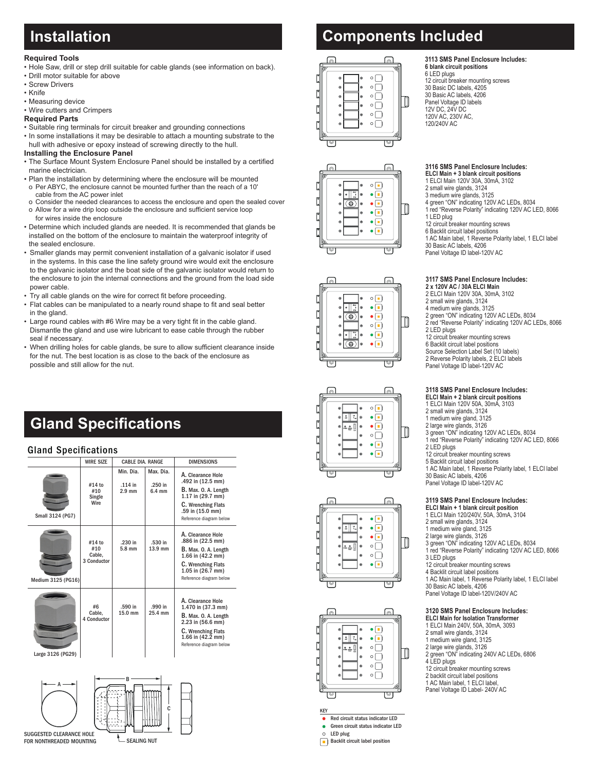# Installation

### Required Tools

- Hole Saw, drill or step drill suitable for cable glands (see information on back).
- Drill motor suitable for above
- Screw Drivers
- Knife
- Measuring device
- Wire cutters and Crimpers

### Required Parts

- Suitable ring terminals for circuit breaker and grounding connections
- In some installations it may be desirable to attach a mounting substrate to the hull with adhesive or epoxy instead of screwing directly to the hull.

### Installing the Enclosure Panel

- The Surface Mount System Enclosure Panel should be installed by a certified marine electrician.
- Plan the installation by determining where the enclosure will be mounted
  - o Per ABYC, the enclosure cannot be mounted further than the reach of a 10' cable from the AC power inlet
  - o Consider the needed clearances to access the enclosure and open the sealed cover
  - o Allow for a wire drip loop outside the enclosure and sufficient service loop for wires inside the enclosure
- Determine which included glands are needed. It is recommended that glands be installed on the bottom of the enclosure to maintain the waterproof integrity of the sealed enclosure.
- Smaller glands may permit convenient installation of a galvanic isolator if used in the systems. In this case the line safety ground wire would exit the enclosure to the galvanic isolator and the boat side of the galvanic isolator would return to the enclosure to join the internal connections and the ground from the load side power cable.
- Try all cable glands on the wire for correct fit before proceeding.
- Flat cables can be manipulated to a nearly round shape to fit and seal better in the gland.
- Large round cables with #6 Wire may be a very tight fit in the cable gland. Dismantle the gland and use wire lubricant to ease cable through the rubber seal if necessary.
- When drilling holes for cable glands, be sure to allow sufficient clearance inside for the nut. The best location is as close to the back of the enclosure as possible and still allow for the nut.

# Gland Specifications

## Gland Specifications

| | WIRE SIZE | CABLE DIA. RANGE | | DIMENSIONS |
|---|---|---|---|---|
| | | Min. Dia. | Max. Dia. | |
| Small 3124 (PG7) | #14 to #10 Single Wire | .114 in 2.9 mm | .250 in 6.4 mm | A. Clearance Hole .492 in (12.5 mm) B. Max. O. A. Length 1.17 in (29.7 mm) C. Wrenching Flats .59 in (15.0 mm) Reference diagram below |
| Medium 3125 (PG16) | #14 to #10 Cable, 3 Conductor | .230 in 5.8 mm | .530 in 13.9 mm | A. Clearance Hole .886 in (22.5 mm) B. Max. O. A. Length 1.66 in (42.2 mm) C. Wrenching Flats 1.05 in (26.7 mm) Reference diagram below |
| Large 3126 (PG29) | #6 Cable, 4 Conductor | .590 in 15.0 mm | .990 in 25.4 mm | A. Clearance Hole 1.470 in (37.3 mm) B. Max. O. A. Length 2.23 in (56.6 mm) C. Wrenching Flats 1.66 in (42.2 mm) Reference diagram below |

A

B

C

SUGGESTED CLEARANCE HOLE FOR NONTHREADED MOUNTING

SEALING NUT

# Components Included

**3113 SMS Panel Enclosure Includes:**
**6 blank circuit positions**
6 LED plugs
12 circuit breaker mounting screws
30 Basic DC labels, 4205
30 Basic AC labels, 4206
Panel Voltage ID labels
12V DC, 24V DC
120V AC, 230V AC,
120/240V AC

**3116 SMS Panel Enclosure Includes:**
**ELCI Main + 3 blank circuit positions**
1 ELCI Main 120V 30A, 30mA, 3102
2 small wire glands, 3124
3 medium wire glands, 3125
4 green "ON" indicating 120V AC LEDs, 8034
1 red "Reverse Polarity" indicating 120V AC LED, 8066
1 LED plug
12 circuit breaker mounting screws
6 Backlit circuit label positions
1 AC Main label, 1 Reverse Polarity label, 1 ELCI label
30 Basic AC labels, 4206
Panel Voltage ID label-120V AC

**3117 SMS Panel Enclosure Includes:**
**2 x 120V AC / 30A ELCI Main**
2 ELCI Main 120V 30A, 30mA, 3102
2 small wire glands, 3124
4 medium wire glands, 3125
2 green "ON" indicating 120V AC LEDs, 8034
2 red "Reverse Polarity" indicating 120V AC LEDs, 8066
2 LED plugs
12 circuit breaker mounting screws
6 Backlit circuit label positions
Source Selection Label Set (10 labels)
2 Reverse Polarity labels, 2 ELCI labels
Panel Voltage ID label-120V AC

**3118 SMS Panel Enclosure Includes:**
**ELCI Main + 2 blank circuit positions**
1 ELCI Main 120V 50A, 30mA, 3103
2 small wire glands, 3124
1 medium wire gland, 3125
2 large wire glands, 3126
3 green "ON" indicating 120V AC LEDs, 8034
1 red "Reverse Polarity" indicating 120V AC LED, 8066
2 LED plugs
12 circuit breaker mounting screws
5 Backlit circuit label positions
1 AC Main label, 1 Reverse Polarity label, 1 ELCI label
30 Basic AC labels, 4206
Panel Voltage ID label-120V AC

**3119 SMS Panel Enclosure Includes:**
**ELCI Main + 1 blank circuit position**
1 ELCI Main 120/240V, 50A, 30mA, 3104
2 small wire glands, 3124
1 medium wire gland, 3125
2 large wire glands, 3126
3 green "ON" indicating 120V AC LEDs, 8034
1 red "Reverse Polarity" indicating 120V AC LED, 8066
3 LED plugs
12 circuit breaker mounting screws
4 Backlit circuit label positions
1 AC Main label, 1 Reverse Polarity label, 1 ELCI label
30 Basic AC labels, 4206
Panel Voltage ID label-120V/240V AC

**3120 SMS Panel Enclosure Includes:**
**ELCI Main for Isolation Transformer**
1 ELCI Main 240V, 50A, 30mA, 3093
2 small wire glands, 3124
1 medium wire gland, 3125
2 large wire glands, 3126
2 green "ON" indicating 240V AC LEDs, 6806
4 LED plugs
12 circuit breaker mounting screws
2 backlit circuit label positions
1 AC Main label, 1 ELCI label,
Panel Voltage ID Label- 240V AC

KEY
- Red circuit status indicator LED
- Green circuit status indicator LED
- LED plug
- Backlit circuit label position